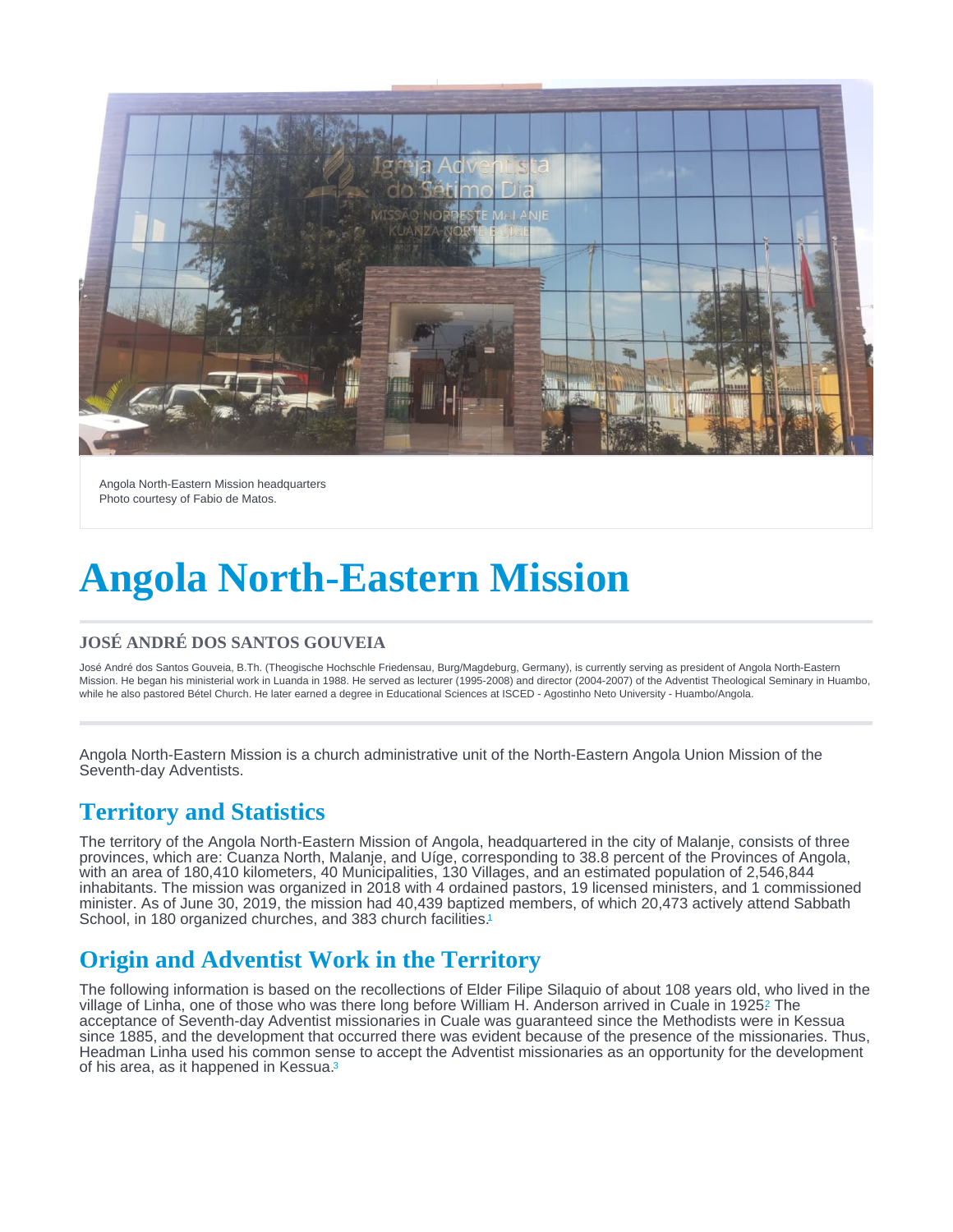Angola North-Eastern Mission headquarters
Photo courtesy of Fabio de Matos.

# Angola North-Eastern Mission

## JOSÉ ANDRÉ DOS SANTOS GOUVEIA

José André dos Santos Gouveia, B.Th. (Theogische Hochschle Friedensau, Burg/Magdeburg, Germany), is currently serving as president of Angola North-Eastern Mission. He began his ministerial work in Luanda in 1988. He served as lecturer (1995-2008) and director (2004-2007) of the Adventist Theological Seminary in Huambo, while he also pastored Bétel Church. He later earned a degree in Educational Sciences at ISCED - Agostinho Neto University - Huambo/Angola.

---

Angola North-Eastern Mission is a church administrative unit of the North-Eastern Angola Union Mission of the Seventh-day Adventists.

## Territory and Statistics

The territory of the Angola North-Eastern Mission of Angola, headquartered in the city of Malanje, consists of three provinces, which are: Cuanza North, Malanje, and Uíge, corresponding to 38.8 percent of the Provinces of Angola, with an area of 180,410 kilometers, 40 Municipalities, 130 Villages, and an estimated population of 2,546,844 inhabitants. The mission was organized in 2018 with 4 ordained pastors, 19 licensed ministers, and 1 commissioned minister. As of June 30, 2019, the mission had 40,439 baptized members, of which 20,473 actively attend Sabbath School, in 180 organized churches, and 383 church facilities.[1]

## Origin and Adventist Work in the Territory

The following information is based on the recollections of Elder Filipe Silaquio of about 108 years old, who lived in the village of Linha, one of those who was there long before William H. Anderson arrived in Cuale in 1925.[2] The acceptance of Seventh-day Adventist missionaries in Cuale was guaranteed since the Methodists were in Kessua since 1885, and the development that occurred there was evident because of the presence of the missionaries. Thus, Headman Linha used his common sense to accept the Adventist missionaries as an opportunity for the development of his area, as it happened in Kessua.[3]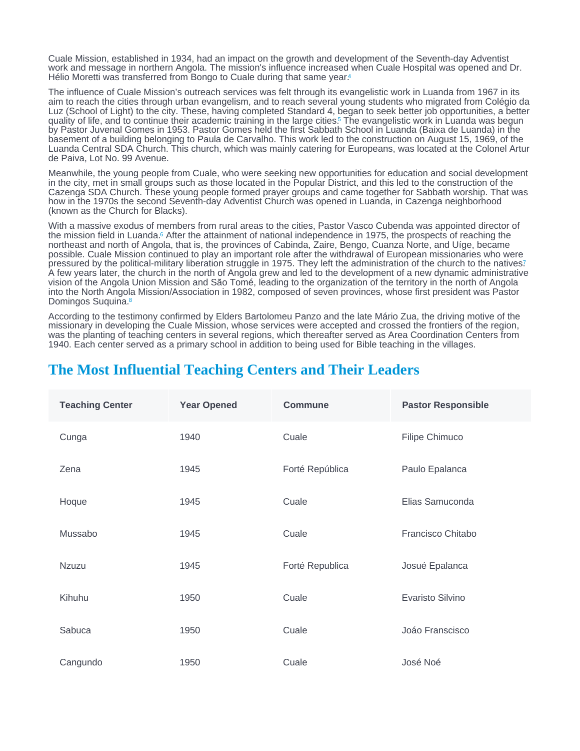Cuale Mission, established in 1934, had an impact on the growth and development of the Seventh-day Adventist work and message in northern Angola. The mission's influence increased when Cuale Hospital was opened and Dr. Hélio Moretti was transferred from Bongo to Cuale during that same year.[4]

The influence of Cuale Mission's outreach services was felt through its evangelistic work in Luanda from 1967 in its aim to reach the cities through urban evangelism, and to reach several young students who migrated from Colégio da Luz (School of Light) to the city. These, having completed Standard 4, began to seek better job opportunities, a better quality of life, and to continue their academic training in the large cities.[5] The evangelistic work in Luanda was begun by Pastor Juvenal Gomes in 1953. Pastor Gomes held the first Sabbath School in Luanda (Baixa de Luanda) in the basement of a building belonging to Paula de Carvalho. This work led to the construction on August 15, 1969, of the Luanda Central SDA Church. This church, which was mainly catering for Europeans, was located at the Colonel Artur de Paiva, Lot No. 99 Avenue.

Meanwhile, the young people from Cuale, who were seeking new opportunities for education and social development in the city, met in small groups such as those located in the Popular District, and this led to the construction of the Cazenga SDA Church. These young people formed prayer groups and came together for Sabbath worship. That was how in the 1970s the second Seventh-day Adventist Church was opened in Luanda, in Cazenga neighborhood (known as the Church for Blacks).

With a massive exodus of members from rural areas to the cities, Pastor Vasco Cubenda was appointed director of the mission field in Luanda.[6] After the attainment of national independence in 1975, the prospects of reaching the northeast and north of Angola, that is, the provinces of Cabinda, Zaire, Bengo, Cuanza Norte, and Uíge, became possible. Cuale Mission continued to play an important role after the withdrawal of European missionaries who were pressured by the political-military liberation struggle in 1975. They left the administration of the church to the natives.[7] A few years later, the church in the north of Angola grew and led to the development of a new dynamic administrative vision of the Angola Union Mission and São Tomé, leading to the organization of the territory in the north of Angola into the North Angola Mission/Association in 1982, composed of seven provinces, whose first president was Pastor Domingos Suquina.[8]

According to the testimony confirmed by Elders Bartolomeu Panzo and the late Mário Zua, the driving motive of the missionary in developing the Cuale Mission, whose services were accepted and crossed the frontiers of the region, was the planting of teaching centers in several regions, which thereafter served as Area Coordination Centers from 1940. Each center served as a primary school in addition to being used for Bible teaching in the villages.

## The Most Influential Teaching Centers and Their Leaders

| Teaching Center | Year Opened | Commune | Pastor Responsible |
|---|---|---|---|
| Cunga | 1940 | Cuale | Filipe Chimuco |
| Zena | 1945 | Forté República | Paulo Epalanca |
| Hoque | 1945 | Cuale | Elias Samuconda |
| Mussabo | 1945 | Cuale | Francisco Chitabo |
| Nzuzu | 1945 | Forté Republica | Josué Epalanca |
| Kihuhu | 1950 | Cuale | Evaristo Silvino |
| Sabuca | 1950 | Cuale | Joáo Franscisco |
| Cangundo | 1950 | Cuale | José Noé |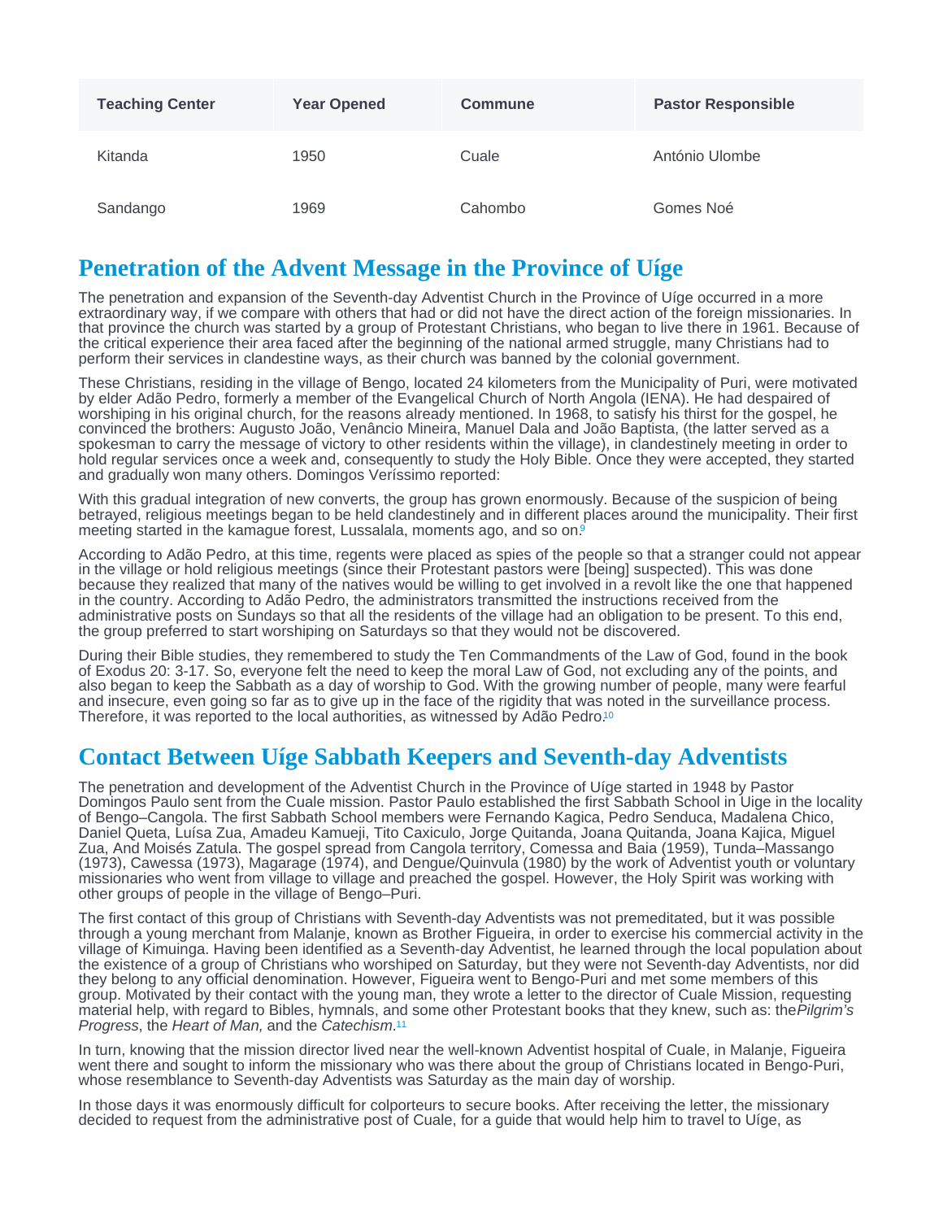| Teaching Center | Year Opened | Commune | Pastor Responsible |
| --- | --- | --- | --- |
| Kitanda | 1950 | Cuale | António Ulombe |
| Sandango | 1969 | Cahombo | Gomes Noé |

## Penetration of the Advent Message in the Province of Uíge

The penetration and expansion of the Seventh-day Adventist Church in the Province of Uíge occurred in a more extraordinary way, if we compare with others that had or did not have the direct action of the foreign missionaries. In that province the church was started by a group of Protestant Christians, who began to live there in 1961. Because of the critical experience their area faced after the beginning of the national armed struggle, many Christians had to perform their services in clandestine ways, as their church was banned by the colonial government.

These Christians, residing in the village of Bengo, located 24 kilometers from the Municipality of Puri, were motivated by elder Adão Pedro, formerly a member of the Evangelical Church of North Angola (IENA). He had despaired of worshiping in his original church, for the reasons already mentioned. In 1968, to satisfy his thirst for the gospel, he convinced the brothers: Augusto João, Venâncio Mineira, Manuel Dala and João Baptista, (the latter served as a spokesman to carry the message of victory to other residents within the village), in clandestinely meeting in order to hold regular services once a week and, consequently to study the Holy Bible. Once they were accepted, they started and gradually won many others. Domingos Veríssimo reported:

With this gradual integration of new converts, the group has grown enormously. Because of the suspicion of being betrayed, religious meetings began to be held clandestinely and in different places around the municipality. Their first meeting started in the kamague forest, Lussalala, moments ago, and so on.[9]

According to Adão Pedro, at this time, regents were placed as spies of the people so that a stranger could not appear in the village or hold religious meetings (since their Protestant pastors were [being] suspected). This was done because they realized that many of the natives would be willing to get involved in a revolt like the one that happened in the country. According to Adão Pedro, the administrators transmitted the instructions received from the administrative posts on Sundays so that all the residents of the village had an obligation to be present. To this end, the group preferred to start worshiping on Saturdays so that they would not be discovered.

During their Bible studies, they remembered to study the Ten Commandments of the Law of God, found in the book of Exodus 20: 3-17. So, everyone felt the need to keep the moral Law of God, not excluding any of the points, and also began to keep the Sabbath as a day of worship to God. With the growing number of people, many were fearful and insecure, even going so far as to give up in the face of the rigidity that was noted in the surveillance process. Therefore, it was reported to the local authorities, as witnessed by Adão Pedro.[10]

## Contact Between Uíge Sabbath Keepers and Seventh-day Adventists

The penetration and development of the Adventist Church in the Province of Uíge started in 1948 by Pastor Domingos Paulo sent from the Cuale mission. Pastor Paulo established the first Sabbath School in Uige in the locality of Bengo–Cangola. The first Sabbath School members were Fernando Kagica, Pedro Senduca, Madalena Chico, Daniel Queta, Luísa Zua, Amadeu Kamueji, Tito Caxiculo, Jorge Quitanda, Joana Quitanda, Joana Kajica, Miguel Zua, And Moisés Zatula. The gospel spread from Cangola territory, Comessa and Baia (1959), Tunda–Massango (1973), Cawessa (1973), Magarage (1974), and Dengue/Quinvula (1980) by the work of Adventist youth or voluntary missionaries who went from village to village and preached the gospel. However, the Holy Spirit was working with other groups of people in the village of Bengo–Puri.

The first contact of this group of Christians with Seventh-day Adventists was not premeditated, but it was possible through a young merchant from Malanje, known as Brother Figueira, in order to exercise his commercial activity in the village of Kimuinga. Having been identified as a Seventh-day Adventist, he learned through the local population about the existence of a group of Christians who worshiped on Saturday, but they were not Seventh-day Adventists, nor did they belong to any official denomination. However, Figueira went to Bengo-Puri and met some members of this group. Motivated by their contact with the young man, they wrote a letter to the director of Cuale Mission, requesting material help, with regard to Bibles, hymnals, and some other Protestant books that they knew, such as: the *Pilgrim's Progress*, the *Heart of Man,* and the *Catechism*.[11]

In turn, knowing that the mission director lived near the well-known Adventist hospital of Cuale, in Malanje, Figueira went there and sought to inform the missionary who was there about the group of Christians located in Bengo-Puri, whose resemblance to Seventh-day Adventists was Saturday as the main day of worship.

In those days it was enormously difficult for colporteurs to secure books. After receiving the letter, the missionary decided to request from the administrative post of Cuale, for a guide that would help him to travel to Uíge, as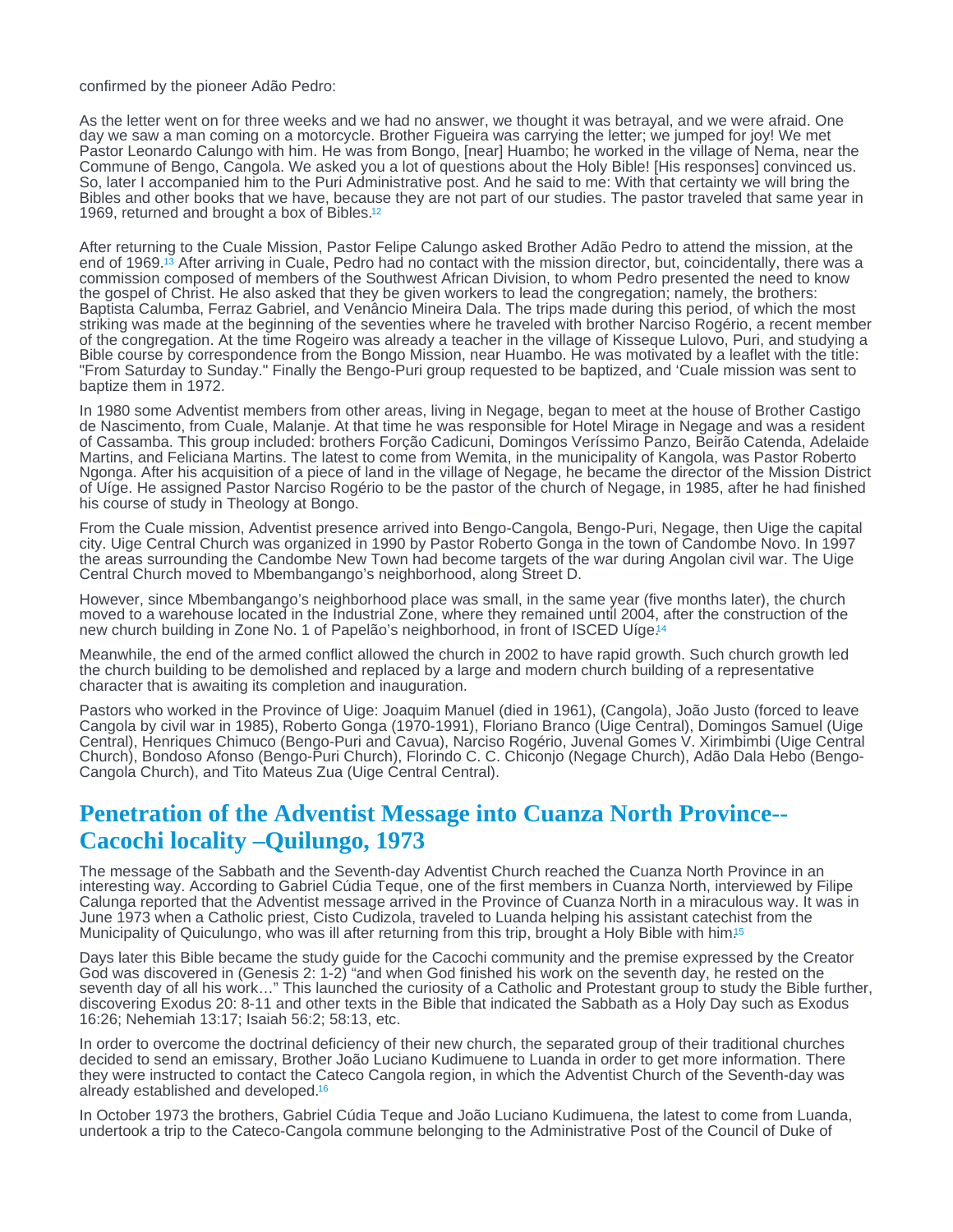confirmed by the pioneer Adão Pedro:

As the letter went on for three weeks and we had no answer, we thought it was betrayal, and we were afraid. One day we saw a man coming on a motorcycle. Brother Figueira was carrying the letter; we jumped for joy! We met Pastor Leonardo Calungo with him. He was from Bongo, [near] Huambo; he worked in the village of Nema, near the Commune of Bengo, Cangola. We asked you a lot of questions about the Holy Bible! [His responses] convinced us. So, later I accompanied him to the Puri Administrative post. And he said to me: With that certainty we will bring the Bibles and other books that we have, because they are not part of our studies. The pastor traveled that same year in 1969, returned and brought a box of Bibles.[12]

After returning to the Cuale Mission, Pastor Felipe Calungo asked Brother Adão Pedro to attend the mission, at the end of 1969.[13] After arriving in Cuale, Pedro had no contact with the mission director, but, coincidentally, there was a commission composed of members of the Southwest African Division, to whom Pedro presented the need to know the gospel of Christ. He also asked that they be given workers to lead the congregation; namely, the brothers: Baptista Calumba, Ferraz Gabriel, and Venâncio Mineira Dala. The trips made during this period, of which the most striking was made at the beginning of the seventies where he traveled with brother Narciso Rogério, a recent member of the congregation. At the time Rogeiro was already a teacher in the village of Kisseque Lulovo, Puri, and studying a Bible course by correspondence from the Bongo Mission, near Huambo. He was motivated by a leaflet with the title: "From Saturday to Sunday." Finally the Bengo-Puri group requested to be baptized, and 'Cuale mission was sent to baptize them in 1972.

In 1980 some Adventist members from other areas, living in Negage, began to meet at the house of Brother Castigo de Nascimento, from Cuale, Malanje. At that time he was responsible for Hotel Mirage in Negage and was a resident of Cassamba. This group included: brothers Forção Cadicuni, Domingos Veríssimo Panzo, Beirão Catenda, Adelaide Martins, and Feliciana Martins. The latest to come from Wemita, in the municipality of Kangola, was Pastor Roberto Ngonga. After his acquisition of a piece of land in the village of Negage, he became the director of the Mission District of Uíge. He assigned Pastor Narciso Rogério to be the pastor of the church of Negage, in 1985, after he had finished his course of study in Theology at Bongo.

From the Cuale mission, Adventist presence arrived into Bengo-Cangola, Bengo-Puri, Negage, then Uige the capital city. Uige Central Church was organized in 1990 by Pastor Roberto Gonga in the town of Candombe Novo. In 1997 the areas surrounding the Candombe New Town had become targets of the war during Angolan civil war. The Uige Central Church moved to Mbembangango's neighborhood, along Street D.

However, since Mbembangango's neighborhood place was small, in the same year (five months later), the church moved to a warehouse located in the Industrial Zone, where they remained until 2004, after the construction of the new church building in Zone No. 1 of Papelão's neighborhood, in front of ISCED Uíge.[14]

Meanwhile, the end of the armed conflict allowed the church in 2002 to have rapid growth. Such church growth led the church building to be demolished and replaced by a large and modern church building of a representative character that is awaiting its completion and inauguration.

Pastors who worked in the Province of Uige: Joaquim Manuel (died in 1961), (Cangola), João Justo (forced to leave Cangola by civil war in 1985), Roberto Gonga (1970-1991), Floriano Branco (Uige Central), Domingos Samuel (Uige Central), Henriques Chimuco (Bengo-Puri and Cavua), Narciso Rogério, Juvenal Gomes V. Xirimbimbi (Uige Central Church), Bondoso Afonso (Bengo-Puri Church), Florindo C. C. Chiconjo (Negage Church), Adão Dala Hebo (Bengo-Cangola Church), and Tito Mateus Zua (Uige Central Central).

## Penetration of the Adventist Message into Cuanza North Province--Cacochi locality –Quilungo, 1973

The message of the Sabbath and the Seventh-day Adventist Church reached the Cuanza North Province in an interesting way. According to Gabriel Cúdia Teque, one of the first members in Cuanza North, interviewed by Filipe Calunga reported that the Adventist message arrived in the Province of Cuanza North in a miraculous way. It was in June 1973 when a Catholic priest, Cisto Cudizola, traveled to Luanda helping his assistant catechist from the Municipality of Quiculungo, who was ill after returning from this trip, brought a Holy Bible with him.[15]

Days later this Bible became the study guide for the Cacochi community and the premise expressed by the Creator God was discovered in (Genesis 2: 1-2) "and when God finished his work on the seventh day, he rested on the seventh day of all his work…" This launched the curiosity of a Catholic and Protestant group to study the Bible further, discovering Exodus 20: 8-11 and other texts in the Bible that indicated the Sabbath as a Holy Day such as Exodus 16:26; Nehemiah 13:17; Isaiah 56:2; 58:13, etc.

In order to overcome the doctrinal deficiency of their new church, the separated group of their traditional churches decided to send an emissary, Brother João Luciano Kudimuene to Luanda in order to get more information. There they were instructed to contact the Cateco Cangola region, in which the Adventist Church of the Seventh-day was already established and developed.[16]

In October 1973 the brothers, Gabriel Cúdia Teque and João Luciano Kudimuena, the latest to come from Luanda, undertook a trip to the Cateco-Cangola commune belonging to the Administrative Post of the Council of Duke of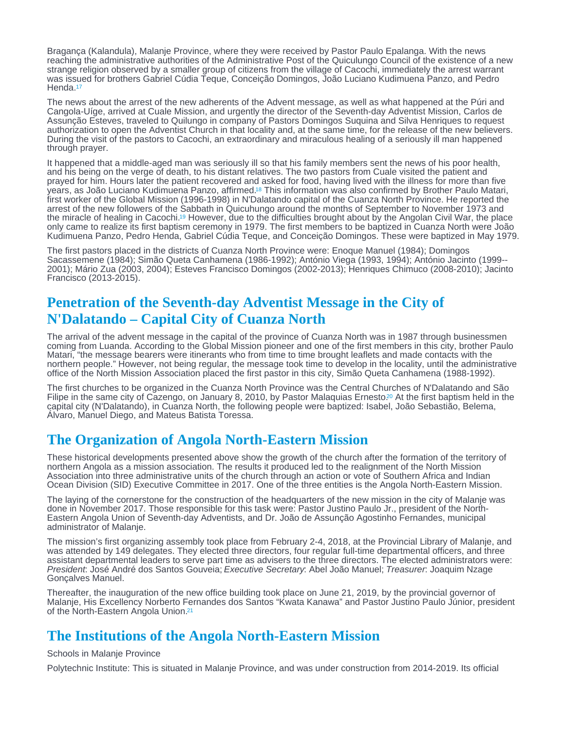Bragança (Kalandula), Malanje Province, where they were received by Pastor Paulo Epalanga. With the news reaching the administrative authorities of the Administrative Post of the Quiculungo Council of the existence of a new strange religion observed by a smaller group of citizens from the village of Cacochi, immediately the arrest warrant was issued for brothers Gabriel Cúdia Teque, Conceição Domingos, João Luciano Kudimuena Panzo, and Pedro Henda.[17]

The news about the arrest of the new adherents of the Advent message, as well as what happened at the Púri and Cangola-Uíge, arrived at Cuale Mission, and urgently the director of the Seventh-day Adventist Mission, Carlos de Assunção Esteves, traveled to Quilungo in company of Pastors Domingos Suquina and Silva Henriques to request authorization to open the Adventist Church in that locality and, at the same time, for the release of the new believers. During the visit of the pastors to Cacochi, an extraordinary and miraculous healing of a seriously ill man happened through prayer.

It happened that a middle-aged man was seriously ill so that his family members sent the news of his poor health, and his being on the verge of death, to his distant relatives. The two pastors from Cuale visited the patient and prayed for him. Hours later the patient recovered and asked for food, having lived with the illness for more than five years, as João Luciano Kudimuena Panzo, affirmed.[18] This information was also confirmed by Brother Paulo Matari, first worker of the Global Mission (1996-1998) in N'Dalatando capital of the Cuanza North Province. He reported the arrest of the new followers of the Sabbath in Quicuhungo around the months of September to November 1973 and the miracle of healing in Cacochi.[19] However, due to the difficulties brought about by the Angolan Civil War, the place only came to realize its first baptism ceremony in 1979. The first members to be baptized in Cuanza North were João Kudimuena Panzo, Pedro Henda, Gabriel Cúdia Teque, and Conceição Domingos. These were baptized in May 1979.

The first pastors placed in the districts of Cuanza North Province were: Enoque Manuel (1984); Domingos Sacassemene (1984); Simão Queta Canhamena (1986-1992); António Viega (1993, 1994); António Jacinto (1999--2001); Mário Zua (2003, 2004); Esteves Francisco Domingos (2002-2013); Henriques Chimuco (2008-2010); Jacinto Francisco (2013-2015).

## Penetration of the Seventh-day Adventist Message in the City of N'Dalatando – Capital City of Cuanza North

The arrival of the advent message in the capital of the province of Cuanza North was in 1987 through businessmen coming from Luanda. According to the Global Mission pioneer and one of the first members in this city, brother Paulo Matari, "the message bearers were itinerants who from time to time brought leaflets and made contacts with the northern people." However, not being regular, the message took time to develop in the locality, until the administrative office of the North Mission Association placed the first pastor in this city, Simão Queta Canhamena (1988-1992).

The first churches to be organized in the Cuanza North Province was the Central Churches of N'Dalatando and São Filipe in the same city of Cazengo, on January 8, 2010, by Pastor Malaquias Ernesto.[20] At the first baptism held in the capital city (N'Dalatando), in Cuanza North, the following people were baptized: Isabel, João Sebastião, Belema, Álvaro, Manuel Diego, and Mateus Batista Toressa.

## The Organization of Angola North-Eastern Mission

These historical developments presented above show the growth of the church after the formation of the territory of northern Angola as a mission association. The results it produced led to the realignment of the North Mission Association into three administrative units of the church through an action or vote of Southern Africa and Indian Ocean Division (SID) Executive Committee in 2017. One of the three entities is the Angola North-Eastern Mission.

The laying of the cornerstone for the construction of the headquarters of the new mission in the city of Malanje was done in November 2017. Those responsible for this task were: Pastor Justino Paulo Jr., president of the North-Eastern Angola Union of Seventh-day Adventists, and Dr. João de Assunção Agostinho Fernandes, municipal administrator of Malanje.

The mission's first organizing assembly took place from February 2-4, 2018, at the Provincial Library of Malanje, and was attended by 149 delegates. They elected three directors, four regular full-time departmental officers, and three assistant departmental leaders to serve part time as advisers to the three directors. The elected administrators were: *President*: José André dos Santos Gouveia; *Executive Secretary*: Abel João Manuel; *Treasurer*: Joaquim Nzage Gonçalves Manuel.

Thereafter, the inauguration of the new office building took place on June 21, 2019, by the provincial governor of Malanje, His Excellency Norberto Fernandes dos Santos "Kwata Kanawa" and Pastor Justino Paulo Júnior, president of the North-Eastern Angola Union.[21]

## The Institutions of the Angola North-Eastern Mission

Schools in Malanje Province

Polytechnic Institute: This is situated in Malanje Province, and was under construction from 2014-2019. Its official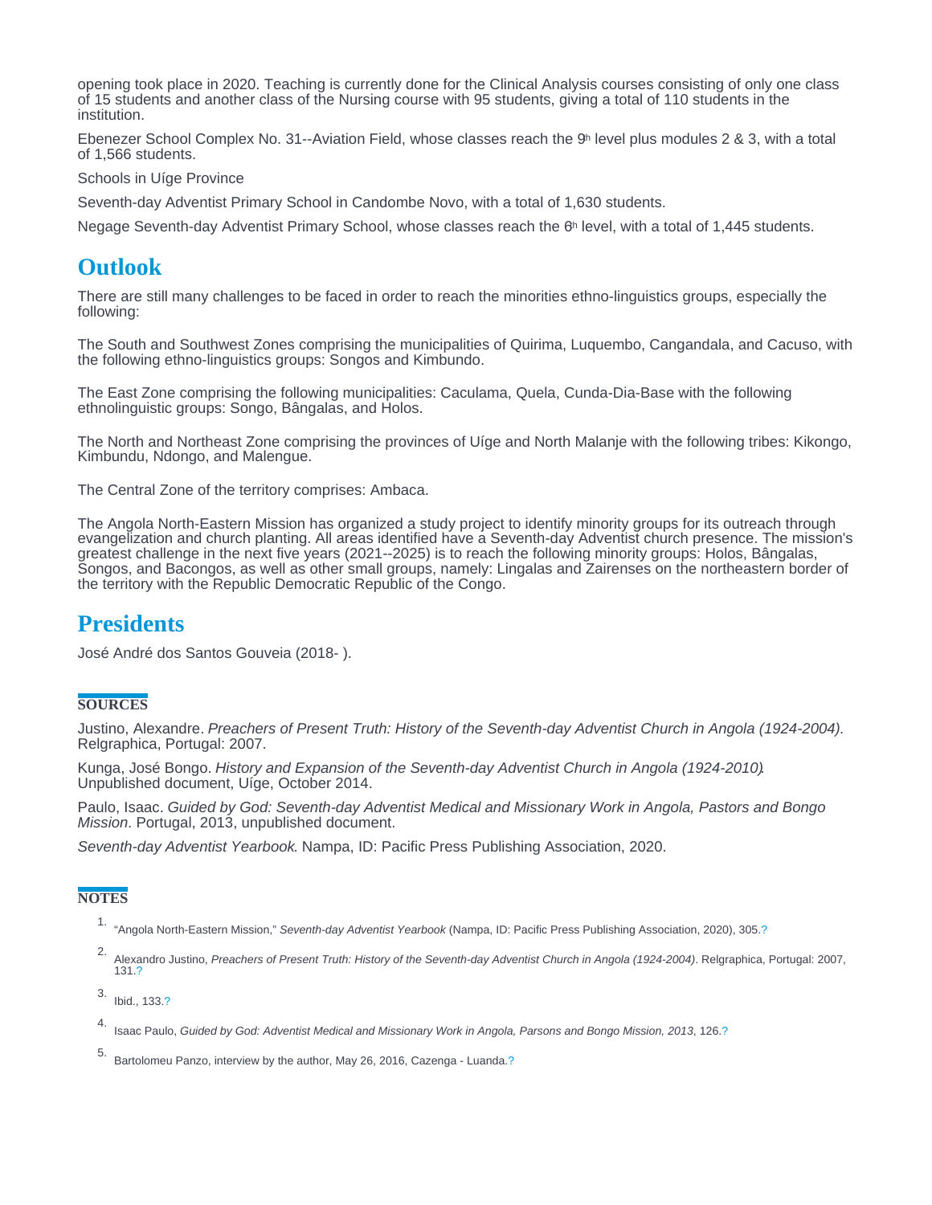opening took place in 2020. Teaching is currently done for the Clinical Analysis courses consisting of only one class of 15 students and another class of the Nursing course with 95 students, giving a total of 110 students in the institution.

Ebenezer School Complex No. 31--Aviation Field, whose classes reach the 9th level plus modules 2 & 3, with a total of 1,566 students.

Schools in Uíge Province

Seventh-day Adventist Primary School in Candombe Novo, with a total of 1,630 students.

Negage Seventh-day Adventist Primary School, whose classes reach the 6th level, with a total of 1,445 students.

## Outlook

There are still many challenges to be faced in order to reach the minorities ethno-linguistics groups, especially the following:

The South and Southwest Zones comprising the municipalities of Quirima, Luquembo, Cangandala, and Cacuso, with the following ethno-linguistics groups: Songos and Kimbundo.

The East Zone comprising the following municipalities: Caculama, Quela, Cunda-Dia-Base with the following ethnolinguistic groups: Songo, Bângalas, and Holos.

The North and Northeast Zone comprising the provinces of Uíge and North Malanje with the following tribes: Kikongo, Kimbundu, Ndongo, and Malengue.

The Central Zone of the territory comprises: Ambaca.

The Angola North-Eastern Mission has organized a study project to identify minority groups for its outreach through evangelization and church planting. All areas identified have a Seventh-day Adventist church presence. The mission's greatest challenge in the next five years (2021--2025) is to reach the following minority groups: Holos, Bângalas, Songos, and Bacongos, as well as other small groups, namely: Lingalas and Zairenses on the northeastern border of the territory with the Republic Democratic Republic of the Congo.

## Presidents

José André dos Santos Gouveia (2018- ).

### SOURCES

Justino, Alexandre. *Preachers of Present Truth: History of the Seventh-day Adventist Church in Angola (1924-2004).* Relgraphica, Portugal: 2007.

Kunga, José Bongo. *History and Expansion of the Seventh-day Adventist Church in Angola (1924-2010).* Unpublished document, Uíge, October 2014.

Paulo, Isaac. *Guided by God: Seventh-day Adventist Medical and Missionary Work in Angola, Pastors and Bongo Mission.* Portugal, 2013, unpublished document.

*Seventh-day Adventist Yearbook.* Nampa, ID: Pacific Press Publishing Association, 2020.

### NOTES

1. "Angola North-Eastern Mission," *Seventh-day Adventist Yearbook* (Nampa, ID: Pacific Press Publishing Association, 2020), 305.?
2. Alexandro Justino, *Preachers of Present Truth: History of the Seventh-day Adventist Church in Angola (1924-2004)*. Relgraphica, Portugal: 2007, 131.?
3. Ibid., 133.?
4. Isaac Paulo, *Guided by God: Adventist Medical and Missionary Work in Angola, Parsons and Bongo Mission, 2013*, 126.?
5. Bartolomeu Panzo, interview by the author, May 26, 2016, Cazenga - Luanda.?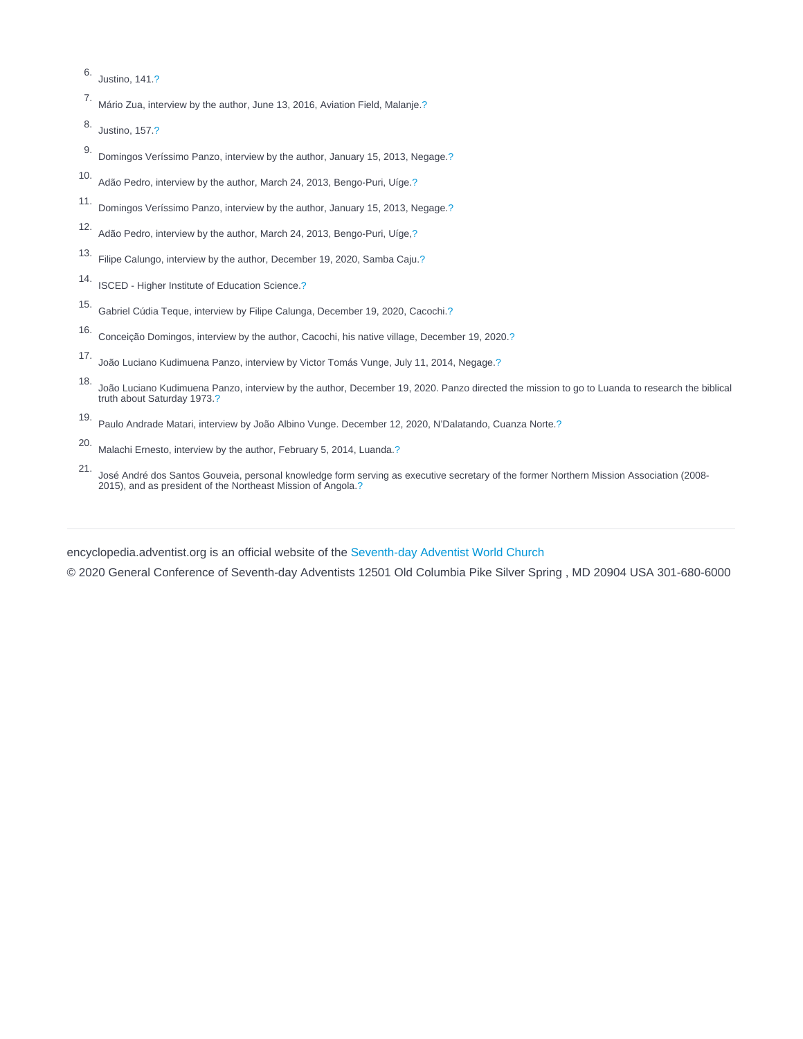6. Justino, 141.?
7. Mário Zua, interview by the author, June 13, 2016, Aviation Field, Malanje.?
8. Justino, 157.?
9. Domingos Veríssimo Panzo, interview by the author, January 15, 2013, Negage.?
10. Adão Pedro, interview by the author, March 24, 2013, Bengo-Puri, Uíge.?
11. Domingos Veríssimo Panzo, interview by the author, January 15, 2013, Negage.?
12. Adão Pedro, interview by the author, March 24, 2013, Bengo-Puri, Uíge,?
13. Filipe Calungo, interview by the author, December 19, 2020, Samba Caju.?
14. ISCED - Higher Institute of Education Science.?
15. Gabriel Cúdia Teque, interview by Filipe Calunga, December 19, 2020, Cacochi.?
16. Conceição Domingos, interview by the author, Cacochi, his native village, December 19, 2020.?
17. João Luciano Kudimuena Panzo, interview by Victor Tomás Vunge, July 11, 2014, Negage.?
18. João Luciano Kudimuena Panzo, interview by the author, December 19, 2020. Panzo directed the mission to go to Luanda to research the biblical truth about Saturday 1973.?
19. Paulo Andrade Matari, interview by João Albino Vunge. December 12, 2020, N'Dalatando, Cuanza Norte.?
20. Malachi Ernesto, interview by the author, February 5, 2014, Luanda.?
21. José André dos Santos Gouveia, personal knowledge form serving as executive secretary of the former Northern Mission Association (2008-2015), and as president of the Northeast Mission of Angola.?

---

encyclopedia.adventist.org is an official website of the Seventh-day Adventist World Church

© 2020 General Conference of Seventh-day Adventists 12501 Old Columbia Pike Silver Spring , MD 20904 USA 301-680-6000